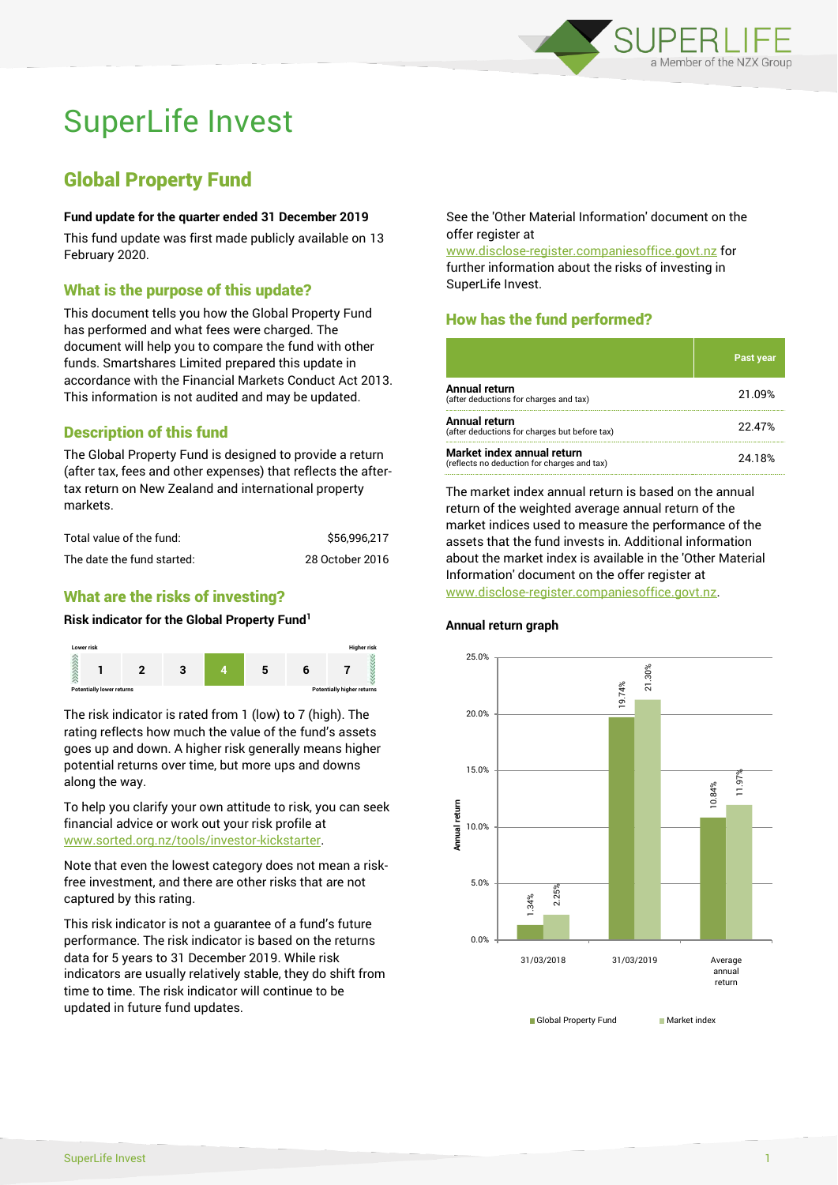# SuperLife Invest

## Global Property Fund

**Fund update for the quarter ended 31 December 2019**

This fund update was first made publicly available on 13 February 2020.

### What is the purpose of this update?

This document tells you how the Global Property Fund has performed and what fees were charged. The document will help you to compare the fund with other funds. Smartshares Limited prepared this update in accordance with the Financial Markets Conduct Act 2013. This information is not audited and may be updated.

### Description of this fund

The Global Property Fund is designed to provide a return (after tax, fees and other expenses) that reflects the after-tax return on New Zealand and international property markets.

| | |
|---|---|
| Total value of the fund: | $56,996,217 |
| The date the fund started: | 28 October 2016 |

### What are the risks of investing?

**Risk indicator for the Global Property Fund[1]**

Lower risk — Higher risk

| 1 | 2 | 3 | **4** | 5 | 6 | 7 |
|---|---|---|---|---|---|---|

Potentially lower returns — Potentially higher returns

The risk indicator is rated from 1 (low) to 7 (high). The rating reflects how much the value of the fund's assets goes up and down. A higher risk generally means higher potential returns over time, but more ups and downs along the way.

To help you clarify your own attitude to risk, you can seek financial advice or work out your risk profile at www.sorted.org.nz/tools/investor-kickstarter.

Note that even the lowest category does not mean a risk-free investment, and there are other risks that are not captured by this rating.

This risk indicator is not a guarantee of a fund's future performance. The risk indicator is based on the returns data for 5 years to 31 December 2019. While risk indicators are usually relatively stable, they do shift from time to time. The risk indicator will continue to be updated in future fund updates.

See the 'Other Material Information' document on the offer register at www.disclose-register.companiesoffice.govt.nz for further information about the risks of investing in SuperLife Invest.

### How has the fund performed?

| | Past year |
|---|---|
| **Annual return** (after deductions for charges and tax) | 21.09% |
| **Annual return** (after deductions for charges but before tax) | 22.47% |
| **Market index annual return** (reflects no deduction for charges and tax) | 24.18% |

The market index annual return is based on the annual return of the weighted average annual return of the market indices used to measure the performance of the assets that the fund invests in. Additional information about the market index is available in the 'Other Material Information' document on the offer register at www.disclose-register.companiesoffice.govt.nz.

**Annual return graph**

| | Global Property Fund | Market index |
|---|---|---|
| 31/03/2018 | 1.34% | 2.25% |
| 31/03/2019 | 19.74% | 21.30% |
| Average annual return | 10.84% | 11.97% |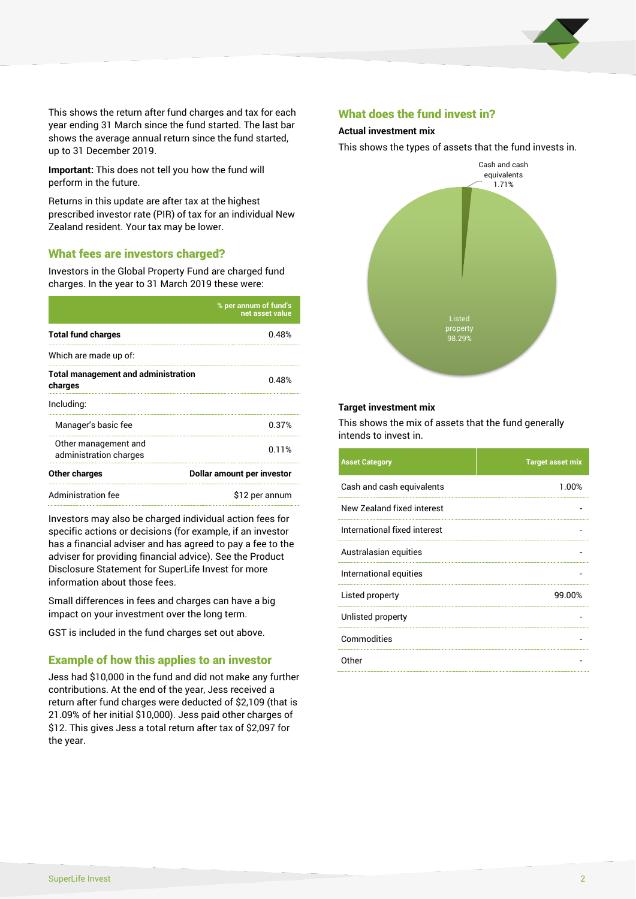This shows the return after fund charges and tax for each year ending 31 March since the fund started. The last bar shows the average annual return since the fund started, up to 31 December 2019.

**Important:** This does not tell you how the fund will perform in the future.

Returns in this update are after tax at the highest prescribed investor rate (PIR) of tax for an individual New Zealand resident. Your tax may be lower.

## What fees are investors charged?

Investors in the Global Property Fund are charged fund charges. In the year to 31 March 2019 these were:

| | % per annum of fund's net asset value |
|---|---|
| **Total fund charges** | 0.48% |
| Which are made up of: | |
| **Total management and administration charges** | 0.48% |
| Including: | |
| Manager's basic fee | 0.37% |
| Other management and administration charges | 0.11% |
| **Other charges** | **Dollar amount per investor** |
| Administration fee | $12 per annum |

Investors may also be charged individual action fees for specific actions or decisions (for example, if an investor has a financial adviser and has agreed to pay a fee to the adviser for providing financial advice). See the Product Disclosure Statement for SuperLife Invest for more information about those fees.

Small differences in fees and charges can have a big impact on your investment over the long term.

GST is included in the fund charges set out above.

## Example of how this applies to an investor

Jess had $10,000 in the fund and did not make any further contributions. At the end of the year, Jess received a return after fund charges were deducted of $2,109 (that is 21.09% of her initial $10,000). Jess paid other charges of $12. This gives Jess a total return after tax of $2,097 for the year.

## What does the fund invest in?

### Actual investment mix

This shows the types of assets that the fund invests in.

Cash and cash equivalents 1.71%

Listed property 98.29%

### Target investment mix

This shows the mix of assets that the fund generally intends to invest in.

| Asset Category | Target asset mix |
|---|---|
| Cash and cash equivalents | 1.00% |
| New Zealand fixed interest | - |
| International fixed interest | - |
| Australasian equities | - |
| International equities | - |
| Listed property | 99.00% |
| Unlisted property | - |
| Commodities | - |
| Other | - |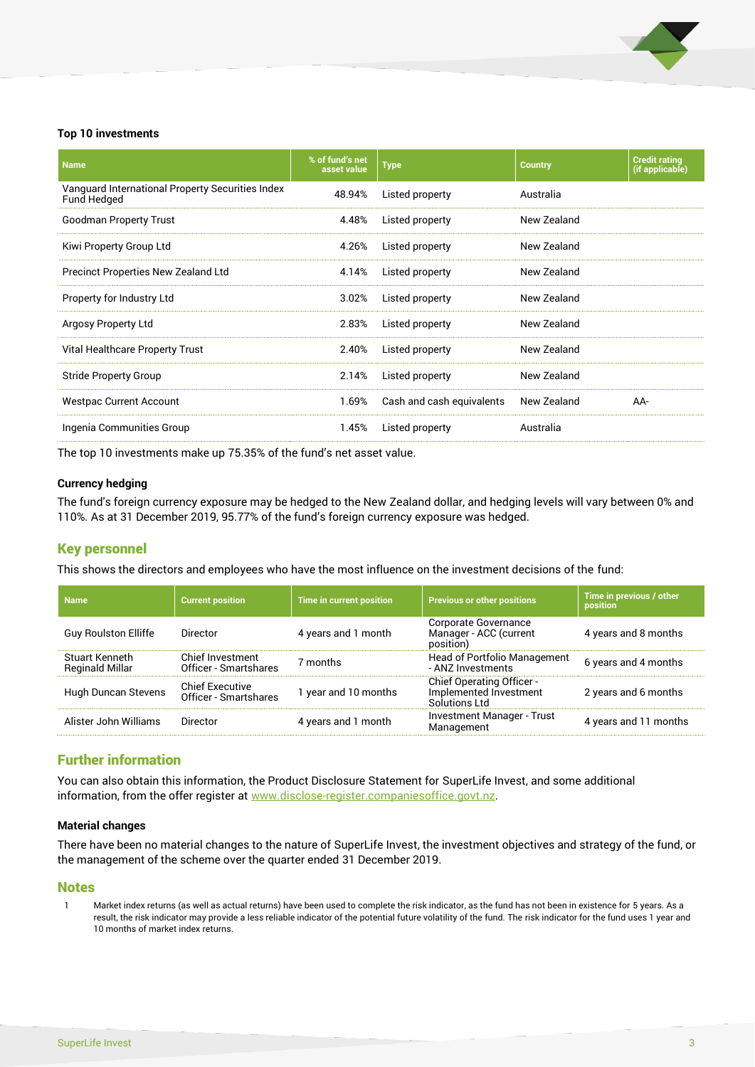### Top 10 investments

| Name | % of fund's net asset value | Type | Country | Credit rating (if applicable) |
|---|---|---|---|---|
| Vanguard International Property Securities Index Fund Hedged | 48.94% | Listed property | Australia | |
| Goodman Property Trust | 4.48% | Listed property | New Zealand | |
| Kiwi Property Group Ltd | 4.26% | Listed property | New Zealand | |
| Precinct Properties New Zealand Ltd | 4.14% | Listed property | New Zealand | |
| Property for Industry Ltd | 3.02% | Listed property | New Zealand | |
| Argosy Property Ltd | 2.83% | Listed property | New Zealand | |
| Vital Healthcare Property Trust | 2.40% | Listed property | New Zealand | |
| Stride Property Group | 2.14% | Listed property | New Zealand | |
| Westpac Current Account | 1.69% | Cash and cash equivalents | New Zealand | AA- |
| Ingenia Communities Group | 1.45% | Listed property | Australia | |

The top 10 investments make up 75.35% of the fund's net asset value.

### Currency hedging

The fund's foreign currency exposure may be hedged to the New Zealand dollar, and hedging levels will vary between 0% and 110%. As at 31 December 2019, 95.77% of the fund's foreign currency exposure was hedged.

## Key personnel

This shows the directors and employees who have the most influence on the investment decisions of the fund:

| Name | Current position | Time in current position | Previous or other positions | Time in previous / other position |
|---|---|---|---|---|
| Guy Roulston Elliffe | Director | 4 years and 1 month | Corporate Governance Manager - ACC (current position) | 4 years and 8 months |
| Stuart Kenneth Reginald Millar | Chief Investment Officer - Smartshares | 7 months | Head of Portfolio Management - ANZ Investments | 6 years and 4 months |
| Hugh Duncan Stevens | Chief Executive Officer - Smartshares | 1 year and 10 months | Chief Operating Officer - Implemented Investment Solutions Ltd | 2 years and 6 months |
| Alister John Williams | Director | 4 years and 1 month | Investment Manager - Trust Management | 4 years and 11 months |

## Further information

You can also obtain this information, the Product Disclosure Statement for SuperLife Invest, and some additional information, from the offer register at www.disclose-register.companiesoffice.govt.nz.

### Material changes

There have been no material changes to the nature of SuperLife Invest, the investment objectives and strategy of the fund, or the management of the scheme over the quarter ended 31 December 2019.

## Notes

1 Market index returns (as well as actual returns) have been used to complete the risk indicator, as the fund has not been in existence for 5 years. As a result, the risk indicator may provide a less reliable indicator of the potential future volatility of the fund. The risk indicator for the fund uses 1 year and 10 months of market index returns.